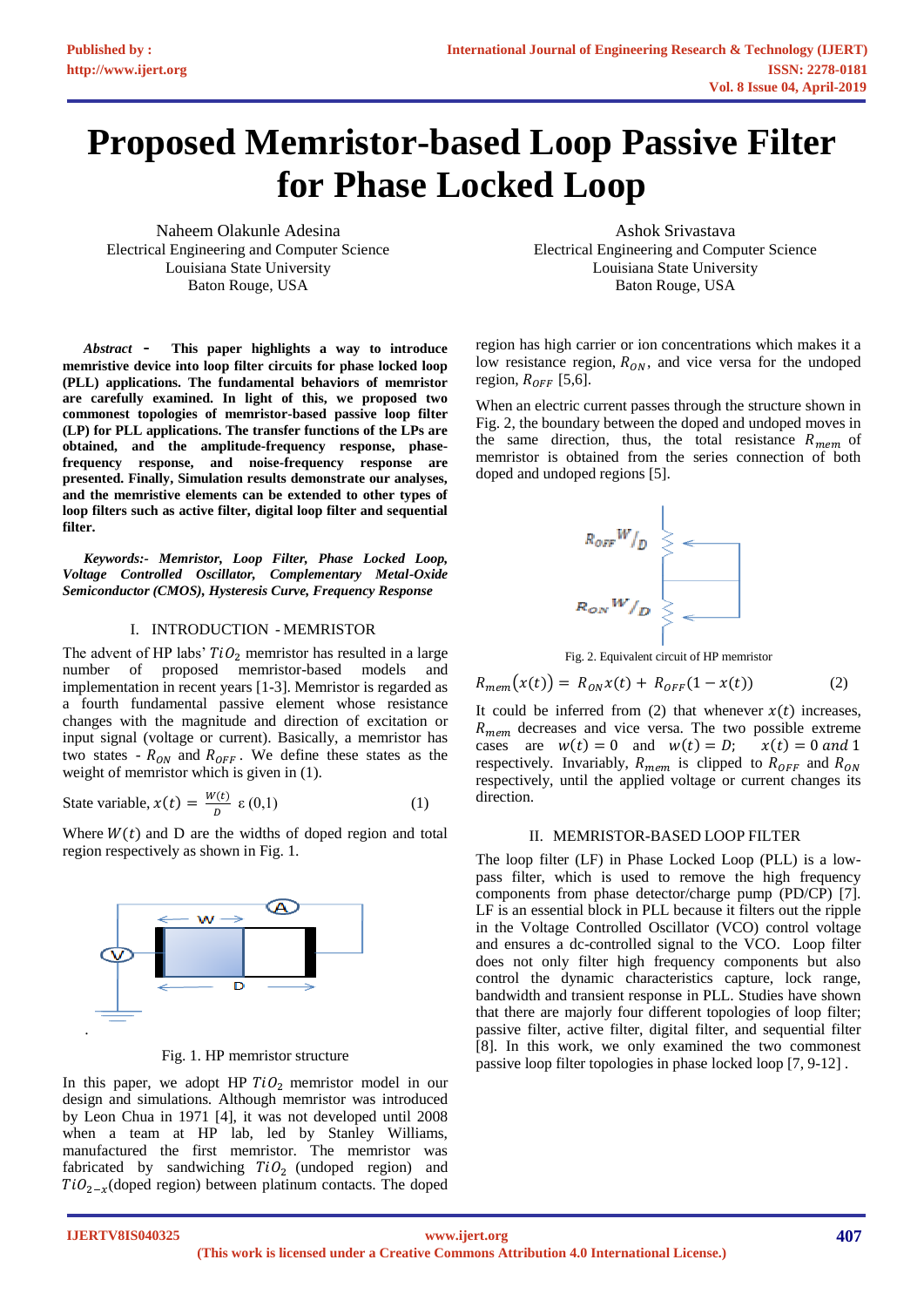# Proposed Memristor-based Loop Passive Filter for Phase Locked Loop

Naheem Olakunle Adesina
Electrical Engineering and Computer Science
Louisiana State University
Baton Rouge, USA

Ashok Srivastava
Electrical Engineering and Computer Science
Louisiana State University
Baton Rouge, USA

***Abstract* - This paper highlights a way to introduce memristive device into loop filter circuits for phase locked loop (PLL) applications. The fundamental behaviors of memristor are carefully examined. In light of this, we proposed two commonest topologies of memristor-based passive loop filter (LP) for PLL applications. The transfer functions of the LPs are obtained, and the amplitude-frequency response, phase-frequency response, and noise-frequency response are presented. Finally, Simulation results demonstrate our analyses, and the memristive elements can be extended to other types of loop filters such as active filter, digital loop filter and sequential filter.**

***Keywords:- Memristor, Loop Filter, Phase Locked Loop, Voltage Controlled Oscillator, Complementary Metal-Oxide Semiconductor (CMOS), Hysteresis Curve, Frequency Response***

## I. INTRODUCTION - MEMRISTOR

The advent of HP labs' $TiO_2$ memristor has resulted in a large number of proposed memristor-based models and implementation in recent years [1-3]. Memristor is regarded as a fourth fundamental passive element whose resistance changes with the magnitude and direction of excitation or input signal (voltage or current). Basically, a memristor has two states - $R_{ON}$ and $R_{OFF}$. We define these states as the weight of memristor which is given in (1).

$$\text{State variable, } x(t) = \frac{W(t)}{D} \ \varepsilon\ (0,1) \tag{1}$$

Where $W(t)$ and D are the widths of doped region and total region respectively as shown in Fig. 1.

Fig. 1. HP memristor structure

In this paper, we adopt HP $TiO_2$ memristor model in our design and simulations. Although memristor was introduced by Leon Chua in 1971 [4], it was not developed until 2008 when a team at HP lab, led by Stanley Williams, manufactured the first memristor. The memristor was fabricated by sandwiching $TiO_2$ (undoped region) and $TiO_{2-x}$(doped region) between platinum contacts. The doped region has high carrier or ion concentrations which makes it a low resistance region, $R_{ON}$, and vice versa for the undoped region, $R_{OFF}$ [5,6].

When an electric current passes through the structure shown in Fig. 2, the boundary between the doped and undoped moves in the same direction, thus, the total resistance $R_{mem}$ of memristor is obtained from the series connection of both doped and undoped regions [5].

Fig. 2. Equivalent circuit of HP memristor

$$R_{mem}(x(t)) = R_{ON}x(t) + R_{OFF}(1 - x(t)) \tag{2}$$

It could be inferred from (2) that whenever $x(t)$ increases, $R_{mem}$ decreases and vice versa. The two possible extreme cases are $w(t) = 0$ and $w(t) = D$; $x(t) = 0$ *and* $1$ respectively. Invariably, $R_{mem}$ is clipped to $R_{OFF}$ and $R_{ON}$ respectively, until the applied voltage or current changes its direction.

## II. MEMRISTOR-BASED LOOP FILTER

The loop filter (LF) in Phase Locked Loop (PLL) is a low-pass filter, which is used to remove the high frequency components from phase detector/charge pump (PD/CP) [7]. LF is an essential block in PLL because it filters out the ripple in the Voltage Controlled Oscillator (VCO) control voltage and ensures a dc-controlled signal to the VCO. Loop filter does not only filter high frequency components but also control the dynamic characteristics capture, lock range, bandwidth and transient response in PLL. Studies have shown that there are majorly four different topologies of loop filter; passive filter, active filter, digital filter, and sequential filter [8]. In this work, we only examined the two commonest passive loop filter topologies in phase locked loop [7, 9-12] .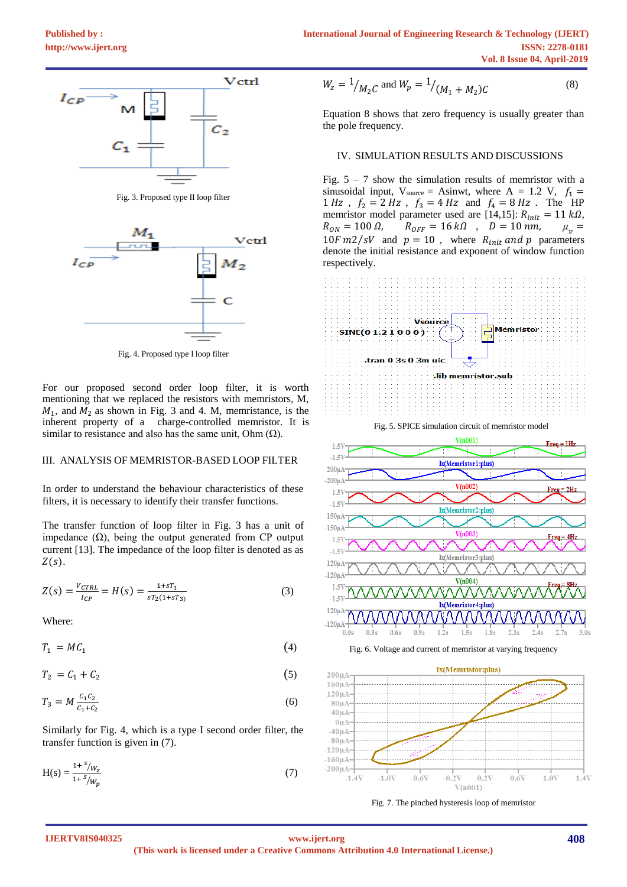Fig. 3. Proposed type II loop filter

Fig. 4. Proposed type I loop filter

For our proposed second order loop filter, it is worth mentioning that we replaced the resistors with memristors, M, $M_1$, and $M_2$ as shown in Fig. 3 and 4. M, memristance, is the inherent property of a charge-controlled memristor. It is similar to resistance and also has the same unit, Ohm (Ω).

## III. ANALYSIS OF MEMRISTOR-BASED LOOP FILTER

In order to understand the behaviour characteristics of these filters, it is necessary to identify their transfer functions.

The transfer function of loop filter in Fig. 3 has a unit of impedance (Ω), being the output generated from CP output current [13]. The impedance of the loop filter is denoted as as $Z(s)$.

$$Z(s) = \frac{V_{CTRL}}{I_{CP}} = H(s) = \frac{1+sT_1}{sT_2(1+sT_3)} \quad (3)$$

Where:

$$T_1 = MC_1 \quad (4)$$

$$T_2 = C_1 + C_2 \quad (5)$$

$$T_3 = M\frac{C_1C_2}{C_1+C_2} \quad (6)$$

Similarly for Fig. 4, which is a type I second order filter, the transfer function is given in (7).

$$H(s) = \frac{1+ {}^{s}/_{W_z}}{1+ {}^{s}/_{W_p}} \quad (7)$$

$$W_z = {}^{1}/_{M_2C} \text{ and } W_p = {}^{1}/_{(M_1+M_2)C} \quad (8)$$

Equation 8 shows that zero frequency is usually greater than the pole frequency.

## IV. SIMULATION RESULTS AND DISCUSSIONS

Fig. 5 – 7 show the simulation results of memristor with a sinusoidal input, $V_{source}$ = Asinwt, where A = 1.2 V, $f_1 = 1\,Hz$, $f_2 = 2\,Hz$, $f_3 = 4\,Hz$ and $f_4 = 8\,Hz$. The HP memristor model parameter used are [14,15]: $R_{init} = 11\,k\Omega$, $R_{ON} = 100\,\Omega$, $R_{OFF} = 16\,k\Omega$, $D = 10\,nm$, $\mu_v = 10F\,m2/sV$ and $p = 10$, where $R_{init}$ and $p$ parameters denote the initial resistance and exponent of window function respectively.

Fig. 5. SPICE simulation circuit of memristor model

Fig. 6. Voltage and current of memristor at varying frequency

Fig. 7. The pinched hysteresis loop of memristor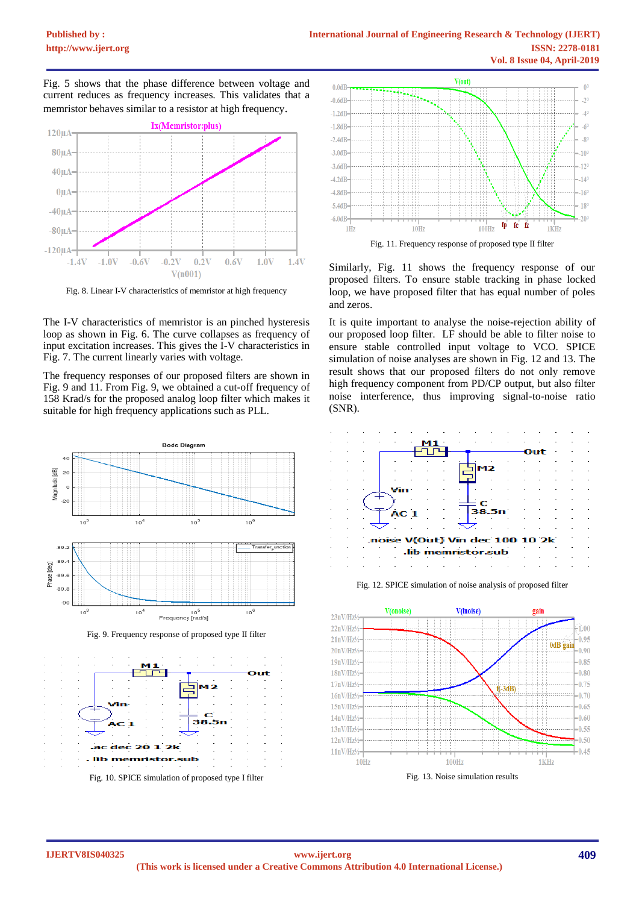Fig. 5 shows that the phase difference between voltage and current reduces as frequency increases. This validates that a memristor behaves similar to a resistor at high frequency.

Fig. 8. Linear I-V characteristics of memristor at high frequency

The I-V characteristics of memristor is an pinched hysteresis loop as shown in Fig. 6. The curve collapses as frequency of input excitation increases. This gives the I-V characteristics in Fig. 7. The current linearly varies with voltage.

The frequency responses of our proposed filters are shown in Fig. 9 and 11. From Fig. 9, we obtained a cut-off frequency of 158 Krad/s for the proposed analog loop filter which makes it suitable for high frequency applications such as PLL.

Fig. 9. Frequency response of proposed type II filter

Fig. 10. SPICE simulation of proposed type I filter

Fig. 11. Frequency response of proposed type II filter

Similarly, Fig. 11 shows the frequency response of our proposed filters. To ensure stable tracking in phase locked loop, we have proposed filter that has equal number of poles and zeros.

It is quite important to analyse the noise-rejection ability of our proposed loop filter. LF should be able to filter noise to ensure stable controlled input voltage to VCO. SPICE simulation of noise analyses are shown in Fig. 12 and 13. The result shows that our proposed filters do not only remove high frequency component from PD/CP output, but also filter noise interference, thus improving signal-to-noise ratio (SNR).

Fig. 12. SPICE simulation of noise analysis of proposed filter

Fig. 13. Noise simulation results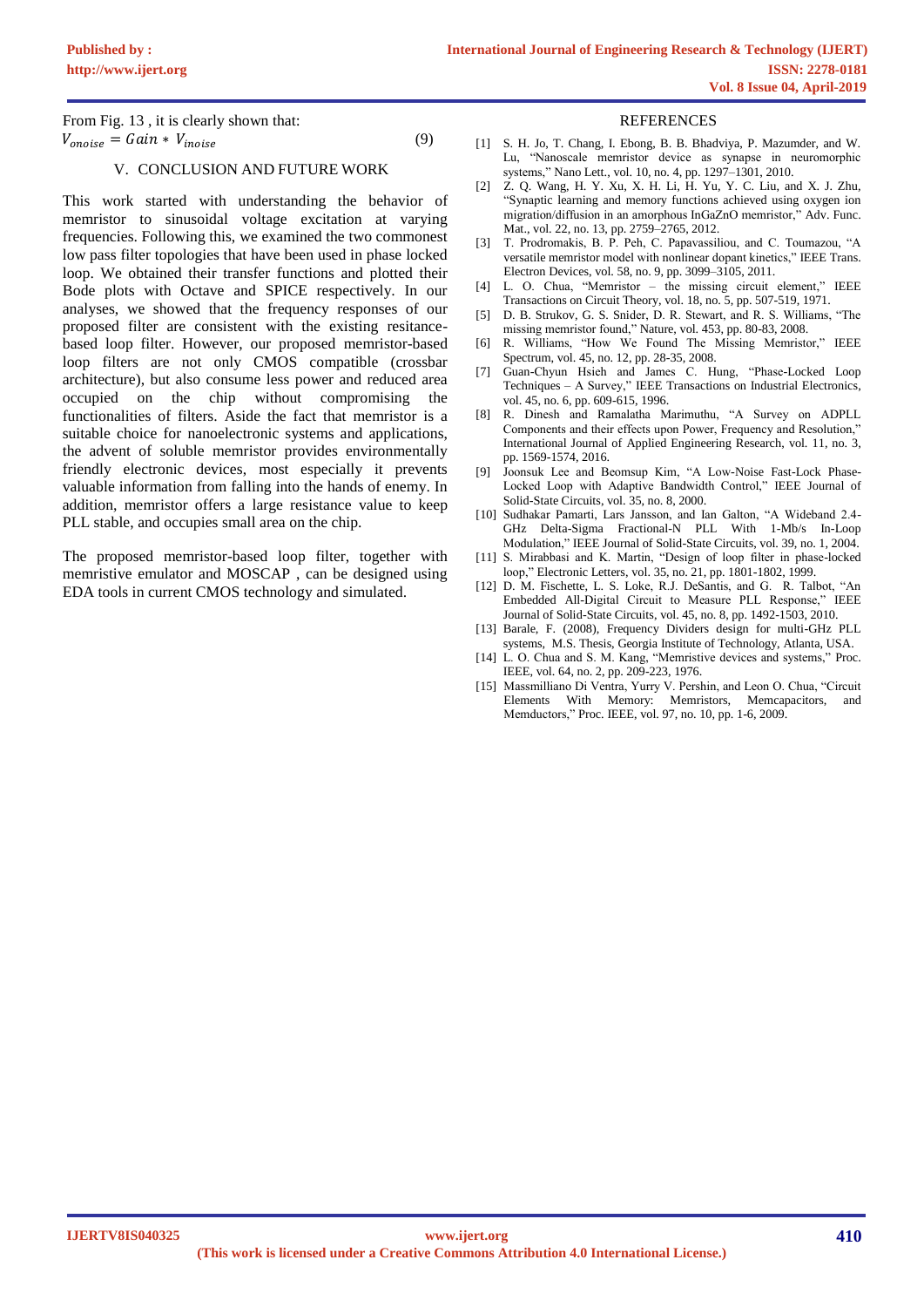From Fig. 13 , it is clearly shown that:

$$V_{onoise} = Gain * V_{inoise} \quad (9)$$

## V. CONCLUSION AND FUTURE WORK

This work started with understanding the behavior of memristor to sinusoidal voltage excitation at varying frequencies. Following this, we examined the two commonest low pass filter topologies that have been used in phase locked loop. We obtained their transfer functions and plotted their Bode plots with Octave and SPICE respectively. In our analyses, we showed that the frequency responses of our proposed filter are consistent with the existing resitance-based loop filter. However, our proposed memristor-based loop filters are not only CMOS compatible (crossbar architecture), but also consume less power and reduced area occupied on the chip without compromising the functionalities of filters. Aside the fact that memristor is a suitable choice for nanoelectronic systems and applications, the advent of soluble memristor provides environmentally friendly electronic devices, most especially it prevents valuable information from falling into the hands of enemy. In addition, memristor offers a large resistance value to keep PLL stable, and occupies small area on the chip.

The proposed memristor-based loop filter, together with memristive emulator and MOSCAP , can be designed using EDA tools in current CMOS technology and simulated.

## REFERENCES

[1] S. H. Jo, T. Chang, I. Ebong, B. B. Bhadviya, P. Mazumder, and W. Lu, "Nanoscale memristor device as synapse in neuromorphic systems," Nano Lett., vol. 10, no. 4, pp. 1297–1301, 2010.

[2] Z. Q. Wang, H. Y. Xu, X. H. Li, H. Yu, Y. C. Liu, and X. J. Zhu, "Synaptic learning and memory functions achieved using oxygen ion migration/diffusion in an amorphous InGaZnO memristor," Adv. Func. Mat., vol. 22, no. 13, pp. 2759–2765, 2012.

[3] T. Prodromakis, B. P. Peh, C. Papavassiliou, and C. Toumazou, "A versatile memristor model with nonlinear dopant kinetics," IEEE Trans. Electron Devices, vol. 58, no. 9, pp. 3099–3105, 2011.

[4] L. O. Chua, "Memristor – the missing circuit element," IEEE Transactions on Circuit Theory, vol. 18, no. 5, pp. 507-519, 1971.

[5] D. B. Strukov, G. S. Snider, D. R. Stewart, and R. S. Williams, "The missing memristor found," Nature, vol. 453, pp. 80-83, 2008.

[6] R. Williams, "How We Found The Missing Memristor," IEEE Spectrum, vol. 45, no. 12, pp. 28-35, 2008.

[7] Guan-Chyun Hsieh and James C. Hung, "Phase-Locked Loop Techniques – A Survey," IEEE Transactions on Industrial Electronics, vol. 45, no. 6, pp. 609-615, 1996.

[8] R. Dinesh and Ramalatha Marimuthu, "A Survey on ADPLL Components and their effects upon Power, Frequency and Resolution," International Journal of Applied Engineering Research, vol. 11, no. 3, pp. 1569-1574, 2016.

[9] Joonsuk Lee and Beomsup Kim, "A Low-Noise Fast-Lock Phase-Locked Loop with Adaptive Bandwidth Control," IEEE Journal of Solid-State Circuits, vol. 35, no. 8, 2000.

[10] Sudhakar Pamarti, Lars Jansson, and Ian Galton, "A Wideband 2.4-GHz Delta-Sigma Fractional-N PLL With 1-Mb/s In-Loop Modulation," IEEE Journal of Solid-State Circuits, vol. 39, no. 1, 2004.

[11] S. Mirabbasi and K. Martin, "Design of loop filter in phase-locked loop," Electronic Letters, vol. 35, no. 21, pp. 1801-1802, 1999.

[12] D. M. Fischette, L. S. Loke, R.J. DeSantis, and G. R. Talbot, "An Embedded All-Digital Circuit to Measure PLL Response," IEEE Journal of Solid-State Circuits, vol. 45, no. 8, pp. 1492-1503, 2010.

[13] Barale, F. (2008), Frequency Dividers design for multi-GHz PLL systems, M.S. Thesis, Georgia Institute of Technology, Atlanta, USA.

[14] L. O. Chua and S. M. Kang, "Memristive devices and systems," Proc. IEEE, vol. 64, no. 2, pp. 209-223, 1976.

[15] Massmilliano Di Ventra, Yurry V. Pershin, and Leon O. Chua, "Circuit Elements With Memory: Memristors, Memcapacitors, and Memductors," Proc. IEEE, vol. 97, no. 10, pp. 1-6, 2009.